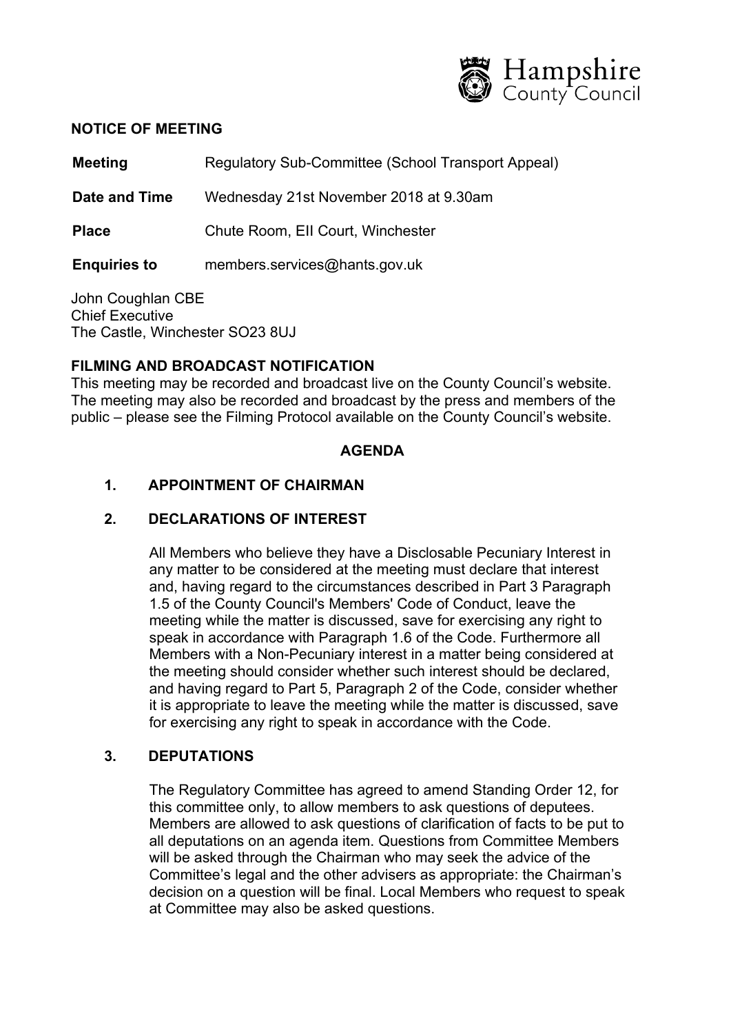Hampshire County Council

**NOTICE OF MEETING**

| | |
|---|---|
| **Meeting** | Regulatory Sub-Committee (School Transport Appeal) |
| **Date and Time** | Wednesday 21st November 2018 at 9.30am |
| **Place** | Chute Room, EII Court, Winchester |
| **Enquiries to** | members.services@hants.gov.uk |

John Coughlan CBE
Chief Executive
The Castle, Winchester SO23 8UJ

**FILMING AND BROADCAST NOTIFICATION**

This meeting may be recorded and broadcast live on the County Council's website. The meeting may also be recorded and broadcast by the press and members of the public – please see the Filming Protocol available on the County Council's website.

## AGENDA

### 1. APPOINTMENT OF CHAIRMAN

### 2. DECLARATIONS OF INTEREST

All Members who believe they have a Disclosable Pecuniary Interest in any matter to be considered at the meeting must declare that interest and, having regard to the circumstances described in Part 3 Paragraph 1.5 of the County Council's Members' Code of Conduct, leave the meeting while the matter is discussed, save for exercising any right to speak in accordance with Paragraph 1.6 of the Code. Furthermore all Members with a Non-Pecuniary interest in a matter being considered at the meeting should consider whether such interest should be declared, and having regard to Part 5, Paragraph 2 of the Code, consider whether it is appropriate to leave the meeting while the matter is discussed, save for exercising any right to speak in accordance with the Code.

### 3. DEPUTATIONS

The Regulatory Committee has agreed to amend Standing Order 12, for this committee only, to allow members to ask questions of deputees. Members are allowed to ask questions of clarification of facts to be put to all deputations on an agenda item. Questions from Committee Members will be asked through the Chairman who may seek the advice of the Committee's legal and the other advisers as appropriate: the Chairman's decision on a question will be final. Local Members who request to speak at Committee may also be asked questions.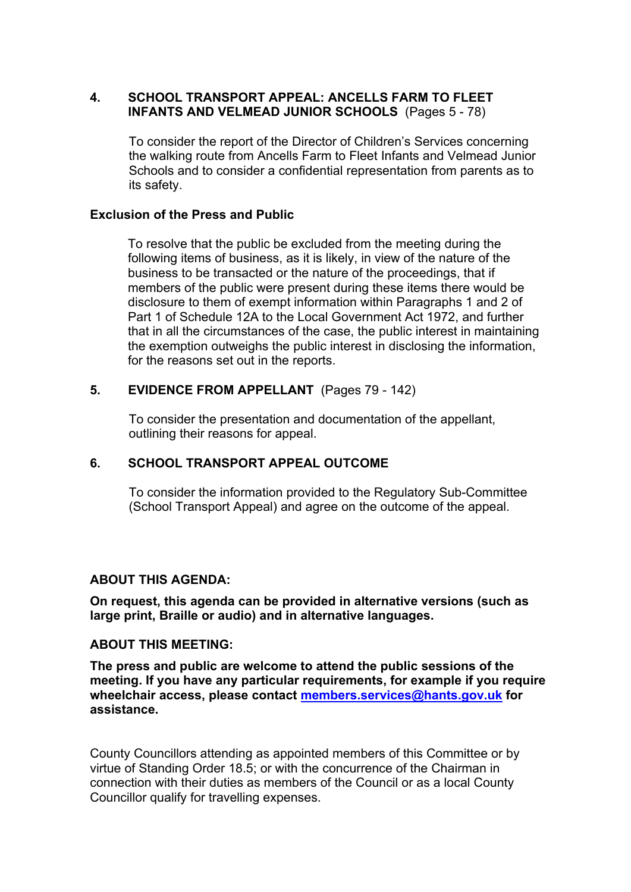**4. SCHOOL TRANSPORT APPEAL: ANCELLS FARM TO FLEET INFANTS AND VELMEAD JUNIOR SCHOOLS** (Pages 5 - 78)

To consider the report of the Director of Children's Services concerning the walking route from Ancells Farm to Fleet Infants and Velmead Junior Schools and to consider a confidential representation from parents as to its safety.

**Exclusion of the Press and Public**

To resolve that the public be excluded from the meeting during the following items of business, as it is likely, in view of the nature of the business to be transacted or the nature of the proceedings, that if members of the public were present during these items there would be disclosure to them of exempt information within Paragraphs 1 and 2 of Part 1 of Schedule 12A to the Local Government Act 1972, and further that in all the circumstances of the case, the public interest in maintaining the exemption outweighs the public interest in disclosing the information, for the reasons set out in the reports.

**5. EVIDENCE FROM APPELLANT** (Pages 79 - 142)

To consider the presentation and documentation of the appellant, outlining their reasons for appeal.

**6. SCHOOL TRANSPORT APPEAL OUTCOME**

To consider the information provided to the Regulatory Sub-Committee (School Transport Appeal) and agree on the outcome of the appeal.

**ABOUT THIS AGENDA:**

**On request, this agenda can be provided in alternative versions (such as large print, Braille or audio) and in alternative languages.**

**ABOUT THIS MEETING:**

**The press and public are welcome to attend the public sessions of the meeting. If you have any particular requirements, for example if you require wheelchair access, please contact members.services@hants.gov.uk for assistance.**

County Councillors attending as appointed members of this Committee or by virtue of Standing Order 18.5; or with the concurrence of the Chairman in connection with their duties as members of the Council or as a local County Councillor qualify for travelling expenses.